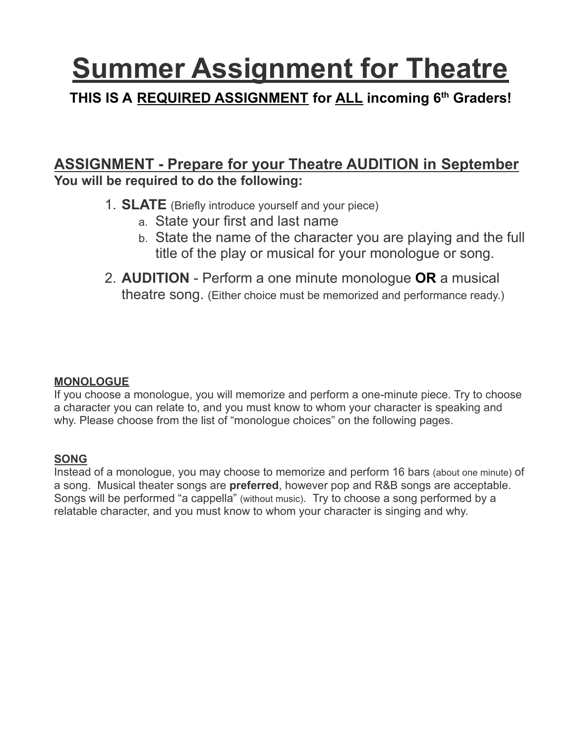# Summer Assignment for Theatre

**THIS IS A REQUIRED ASSIGNMENT for ALL incoming 6th Graders!**

## ASSIGNMENT - Prepare for your Theatre AUDITION in September

**You will be required to do the following:**

1. **SLATE** (Briefly introduce yourself and your piece)
   a. State your first and last name
   b. State the name of the character you are playing and the full title of the play or musical for your monologue or song.
2. **AUDITION** - Perform a one minute monologue **OR** a musical theatre song. (Either choice must be memorized and performance ready.)

**MONOLOGUE**

If you choose a monologue, you will memorize and perform a one-minute piece. Try to choose a character you can relate to, and you must know to whom your character is speaking and why. Please choose from the list of "monologue choices" on the following pages.

**SONG**

Instead of a monologue, you may choose to memorize and perform 16 bars (about one minute) of a song. Musical theater songs are **preferred**, however pop and R&B songs are acceptable. Songs will be performed "a cappella" (without music). Try to choose a song performed by a relatable character, and you must know to whom your character is singing and why.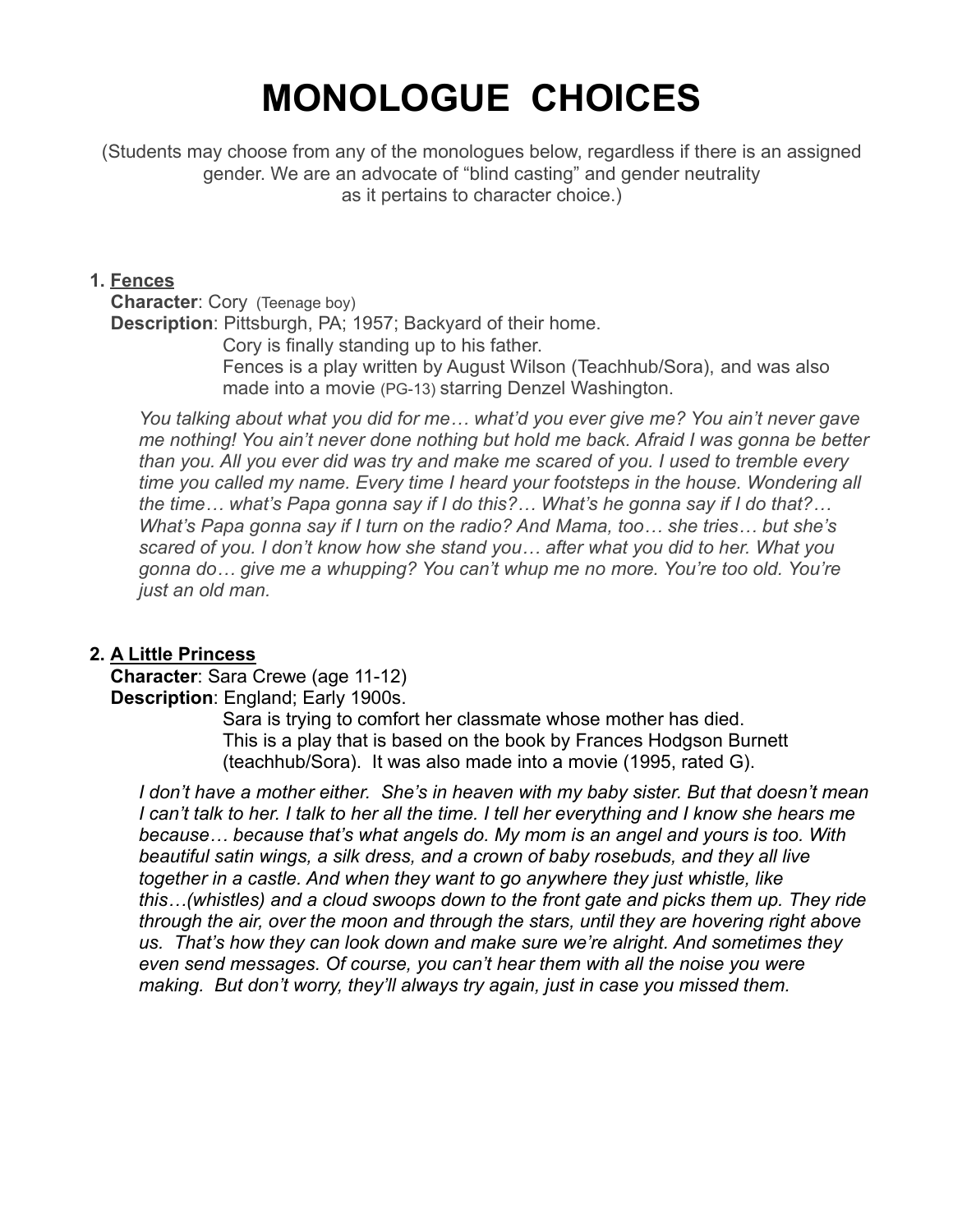# MONOLOGUE CHOICES

(Students may choose from any of the monologues below, regardless if there is an assigned gender. We are an advocate of "blind casting" and gender neutrality as it pertains to character choice.)

1. **Fences**
   **Character**: Cory (Teenage boy)
   **Description**: Pittsburgh, PA; 1957; Backyard of their home.
   Cory is finally standing up to his father.
   Fences is a play written by August Wilson (Teachhub/Sora), and was also made into a movie (PG-13) starring Denzel Washington.

   *You talking about what you did for me… what'd you ever give me? You ain't never gave me nothing! You ain't never done nothing but hold me back. Afraid I was gonna be better than you. All you ever did was try and make me scared of you. I used to tremble every time you called my name. Every time I heard your footsteps in the house. Wondering all the time… what's Papa gonna say if I do this?… What's he gonna say if I do that?… What's Papa gonna say if I turn on the radio? And Mama, too… she tries… but she's scared of you. I don't know how she stand you… after what you did to her. What you gonna do… give me a whupping? You can't whup me no more. You're too old. You're just an old man.*

2. **A Little Princess**
   **Character**: Sara Crewe (age 11-12)
   **Description**: England; Early 1900s.
   Sara is trying to comfort her classmate whose mother has died.
   This is a play that is based on the book by Frances Hodgson Burnett (teachhub/Sora). It was also made into a movie (1995, rated G).

   *I don't have a mother either. She's in heaven with my baby sister. But that doesn't mean I can't talk to her. I talk to her all the time. I tell her everything and I know she hears me because… because that's what angels do. My mom is an angel and yours is too. With beautiful satin wings, a silk dress, and a crown of baby rosebuds, and they all live together in a castle. And when they want to go anywhere they just whistle, like this…(whistles) and a cloud swoops down to the front gate and picks them up. They ride through the air, over the moon and through the stars, until they are hovering right above us. That's how they can look down and make sure we're alright. And sometimes they even send messages. Of course, you can't hear them with all the noise you were making. But don't worry, they'll always try again, just in case you missed them.*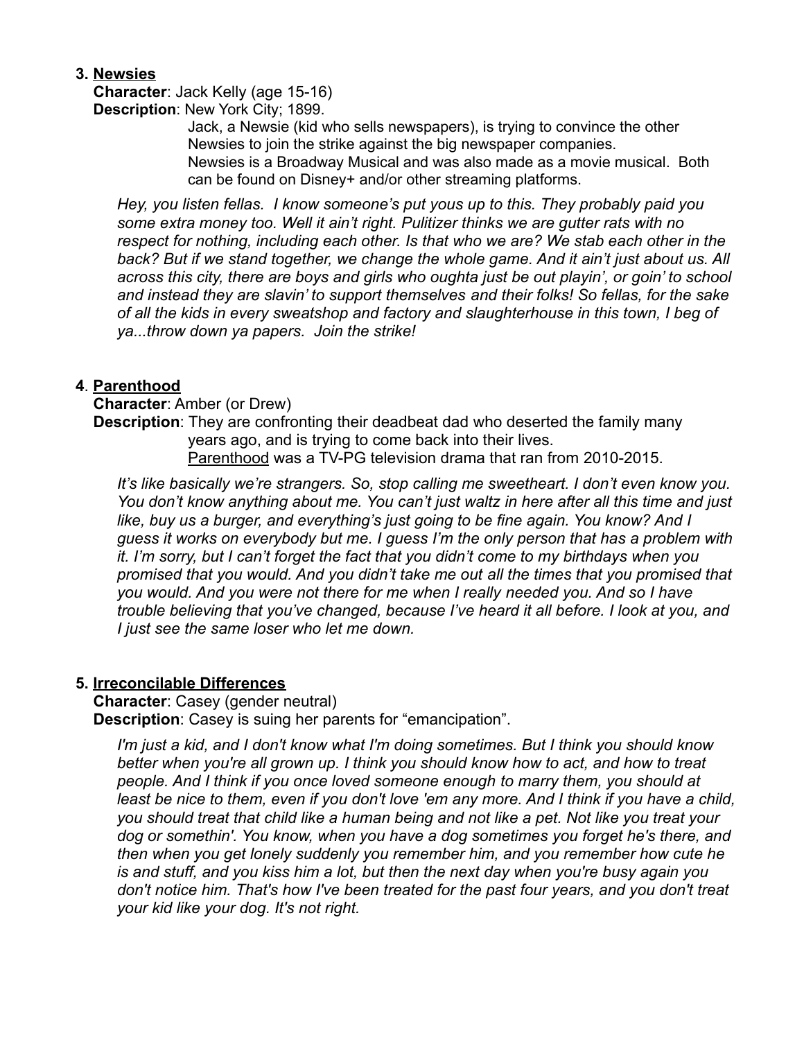**3. Newsies**

**Character**: Jack Kelly (age 15-16)

**Description**: New York City; 1899.

Jack, a Newsie (kid who sells newspapers), is trying to convince the other Newsies to join the strike against the big newspaper companies.
Newsies is a Broadway Musical and was also made as a movie musical. Both can be found on Disney+ and/or other streaming platforms.

*Hey, you listen fellas. I know someone's put yous up to this. They probably paid you some extra money too. Well it ain't right. Pulitizer thinks we are gutter rats with no respect for nothing, including each other. Is that who we are? We stab each other in the back? But if we stand together, we change the whole game. And it ain't just about us. All across this city, there are boys and girls who oughta just be out playin', or goin' to school and instead they are slavin' to support themselves and their folks! So fellas, for the sake of all the kids in every sweatshop and factory and slaughterhouse in this town, I beg of ya...throw down ya papers. Join the strike!*

**4. Parenthood**

**Character**: Amber (or Drew)

**Description**: They are confronting their deadbeat dad who deserted the family many years ago, and is trying to come back into their lives.
Parenthood was a TV-PG television drama that ran from 2010-2015.

*It's like basically we're strangers. So, stop calling me sweetheart. I don't even know you. You don't know anything about me. You can't just waltz in here after all this time and just like, buy us a burger, and everything's just going to be fine again. You know? And I guess it works on everybody but me. I guess I'm the only person that has a problem with it. I'm sorry, but I can't forget the fact that you didn't come to my birthdays when you promised that you would. And you didn't take me out all the times that you promised that you would. And you were not there for me when I really needed you. And so I have trouble believing that you've changed, because I've heard it all before. I look at you, and I just see the same loser who let me down.*

**5. Irreconcilable Differences**

**Character**: Casey (gender neutral)

**Description**: Casey is suing her parents for "emancipation".

*I'm just a kid, and I don't know what I'm doing sometimes. But I think you should know better when you're all grown up. I think you should know how to act, and how to treat people. And I think if you once loved someone enough to marry them, you should at least be nice to them, even if you don't love 'em any more. And I think if you have a child, you should treat that child like a human being and not like a pet. Not like you treat your dog or somethin'. You know, when you have a dog sometimes you forget he's there, and then when you get lonely suddenly you remember him, and you remember how cute he is and stuff, and you kiss him a lot, but then the next day when you're busy again you don't notice him. That's how I've been treated for the past four years, and you don't treat your kid like your dog. It's not right.*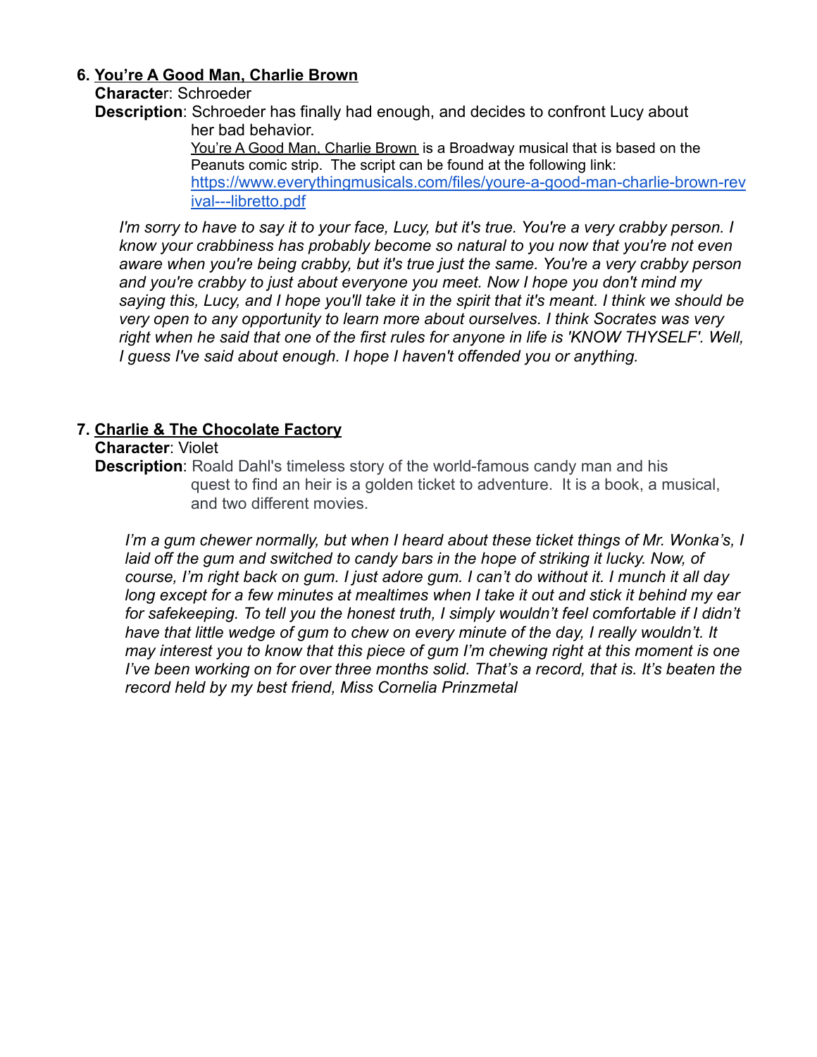6. <u>**You're A Good Man, Charlie Brown**</u>
   **Character**: Schroeder
   **Description**: Schroeder has finally had enough, and decides to confront Lucy about her bad behavior.
   <u>You're A Good Man, Charlie Brown</u> is a Broadway musical that is based on the Peanuts comic strip. The script can be found at the following link: [https://www.everythingmusicals.com/files/youre-a-good-man-charlie-brown-revival---libretto.pdf](https://www.everythingmusicals.com/files/youre-a-good-man-charlie-brown-revival---libretto.pdf)

   *I'm sorry to have to say it to your face, Lucy, but it's true. You're a very crabby person. I know your crabbiness has probably become so natural to you now that you're not even aware when you're being crabby, but it's true just the same. You're a very crabby person and you're crabby to just about everyone you meet. Now I hope you don't mind my saying this, Lucy, and I hope you'll take it in the spirit that it's meant. I think we should be very open to any opportunity to learn more about ourselves. I think Socrates was very right when he said that one of the first rules for anyone in life is 'KNOW THYSELF'. Well, I guess I've said about enough. I hope I haven't offended you or anything.*

7. <u>**Charlie & The Chocolate Factory**</u>
   **Character**: Violet
   **Description**: Roald Dahl's timeless story of the world-famous candy man and his quest to find an heir is a golden ticket to adventure. It is a book, a musical, and two different movies.

   *I'm a gum chewer normally, but when I heard about these ticket things of Mr. Wonka's, I laid off the gum and switched to candy bars in the hope of striking it lucky. Now, of course, I'm right back on gum. I just adore gum. I can't do without it. I munch it all day long except for a few minutes at mealtimes when I take it out and stick it behind my ear for safekeeping. To tell you the honest truth, I simply wouldn't feel comfortable if I didn't have that little wedge of gum to chew on every minute of the day, I really wouldn't. It may interest you to know that this piece of gum I'm chewing right at this moment is one I've been working on for over three months solid. That's a record, that is. It's beaten the record held by my best friend, Miss Cornelia Prinzmetal*